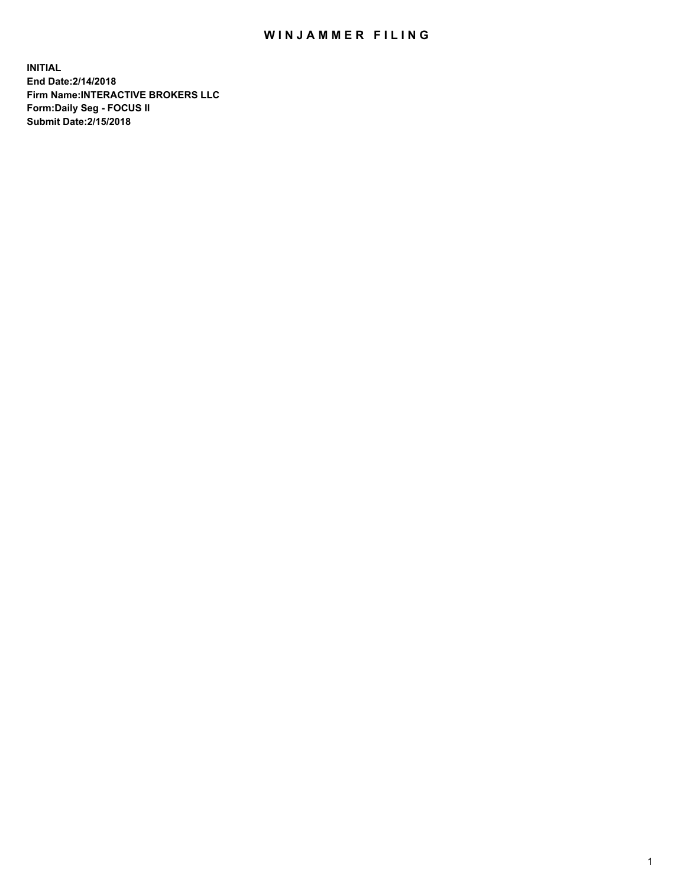# WINJAMMER FILING

**INITIAL**
**End Date:2/14/2018**
**Firm Name:INTERACTIVE BROKERS LLC**
**Form:Daily Seg - FOCUS II**
**Submit Date:2/15/2018**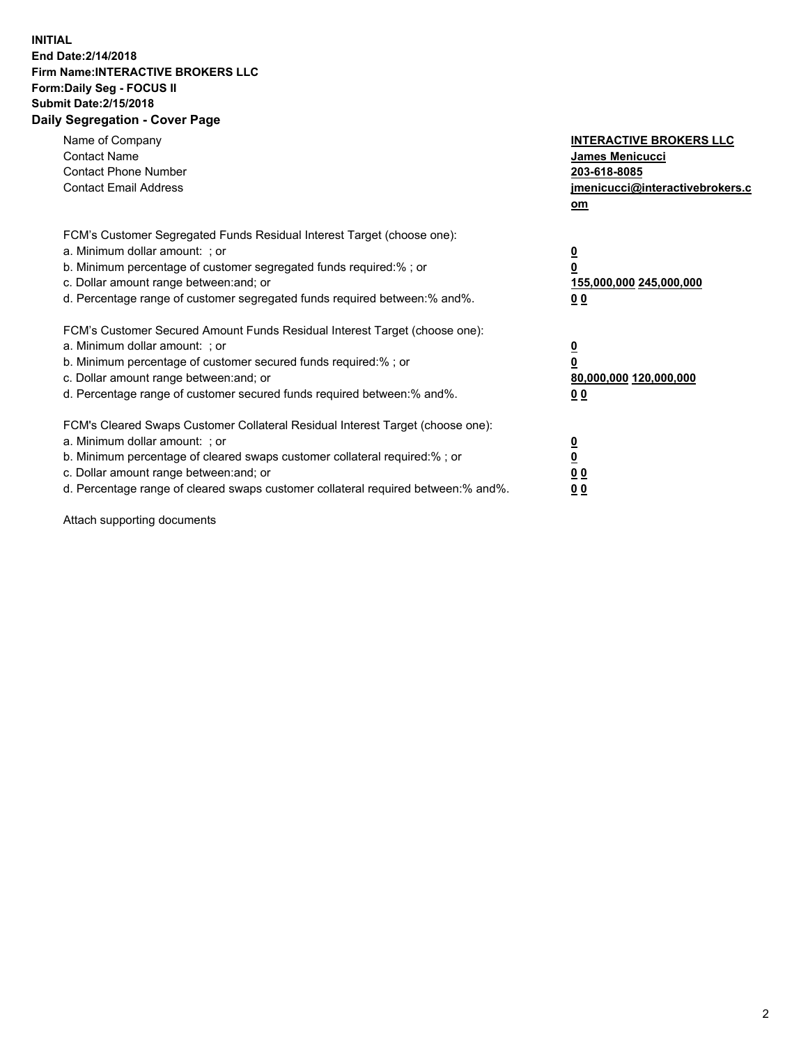**INITIAL**
**End Date:2/14/2018**
**Firm Name:INTERACTIVE BROKERS LLC**
**Form:Daily Seg - FOCUS II**
**Submit Date:2/15/2018**

## Daily Segregation - Cover Page

| | |
|---|---|
| Name of Company | **INTERACTIVE BROKERS LLC** |
| Contact Name | **James Menicucci** |
| Contact Phone Number | **203-618-8085** |
| Contact Email Address | **jmenicucci@interactivebrokers.com** |

FCM's Customer Segregated Funds Residual Interest Target (choose one):

| | |
|---|---|
| a. Minimum dollar amount: ; or | **0** |
| b. Minimum percentage of customer segregated funds required:% ; or | **0** |
| c. Dollar amount range between:and; or | **155,000,000 245,000,000** |
| d. Percentage range of customer segregated funds required between:% and%. | **0 0** |

FCM's Customer Secured Amount Funds Residual Interest Target (choose one):

| | |
|---|---|
| a. Minimum dollar amount: ; or | **0** |
| b. Minimum percentage of customer secured funds required:% ; or | **0** |
| c. Dollar amount range between:and; or | **80,000,000 120,000,000** |
| d. Percentage range of customer secured funds required between:% and%. | **0 0** |

FCM's Cleared Swaps Customer Collateral Residual Interest Target (choose one):

| | |
|---|---|
| a. Minimum dollar amount: ; or | **0** |
| b. Minimum percentage of cleared swaps customer collateral required:% ; or | **0** |
| c. Dollar amount range between:and; or | **0 0** |
| d. Percentage range of cleared swaps customer collateral required between:% and%. | **0 0** |

Attach supporting documents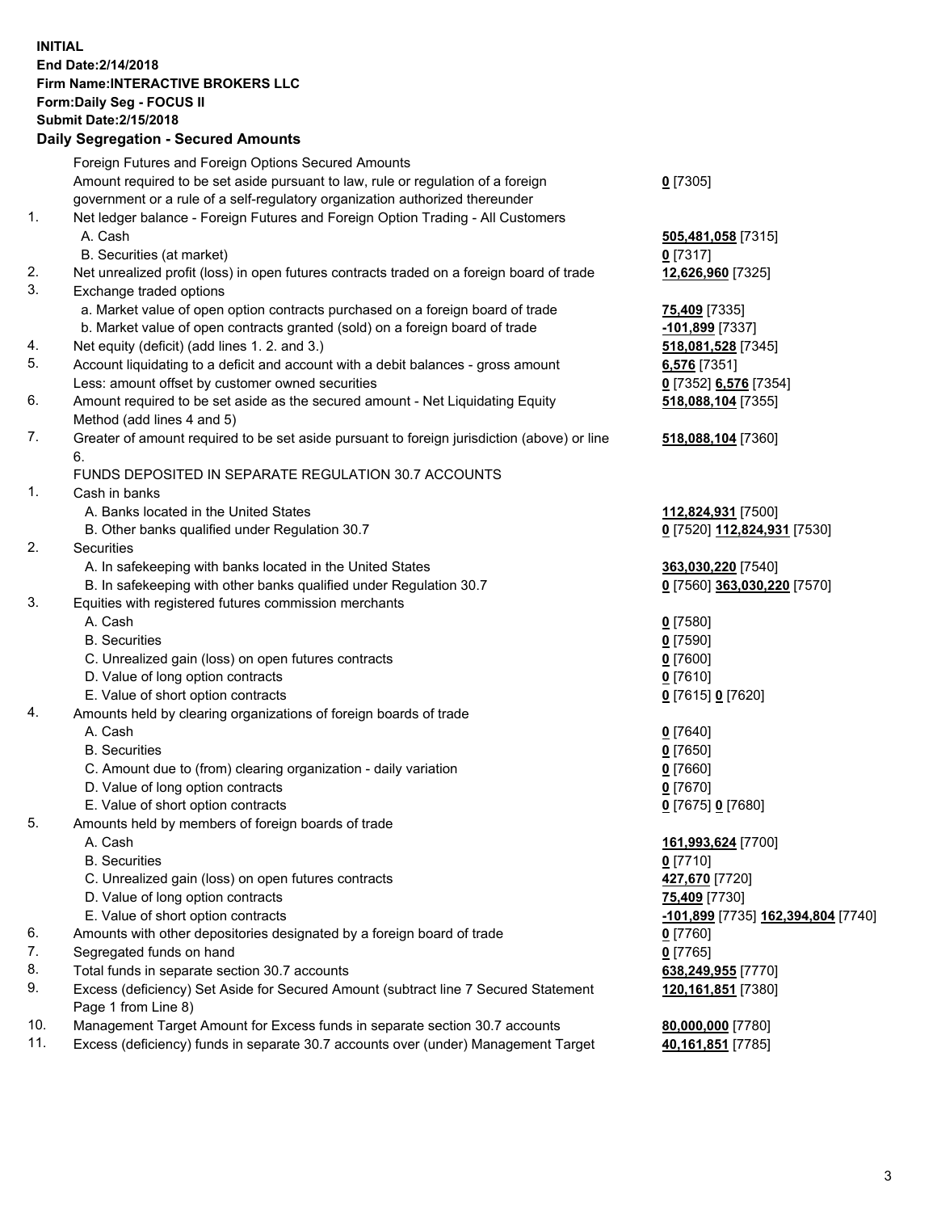**INITIAL**
**End Date:2/14/2018**
**Firm Name:INTERACTIVE BROKERS LLC**
**Form:Daily Seg - FOCUS II**
**Submit Date:2/15/2018**

## Daily Segregation - Secured Amounts

| | | |
|---|---|---|
| | Foreign Futures and Foreign Options Secured Amounts | |
| | Amount required to be set aside pursuant to law, rule or regulation of a foreign government or a rule of a self-regulatory organization authorized thereunder | **0** [7305] |
| 1. | Net ledger balance - Foreign Futures and Foreign Option Trading - All Customers | |
| | A. Cash | **505,481,058** [7315] |
| | B. Securities (at market) | **0** [7317] |
| 2. | Net unrealized profit (loss) in open futures contracts traded on a foreign board of trade | **12,626,960** [7325] |
| 3. | Exchange traded options | |
| | a. Market value of open option contracts purchased on a foreign board of trade | **75,409** [7335] |
| | b. Market value of open contracts granted (sold) on a foreign board of trade | **-101,899** [7337] |
| 4. | Net equity (deficit) (add lines 1. 2. and 3.) | **518,081,528** [7345] |
| 5. | Account liquidating to a deficit and account with a debit balances - gross amount | **6,576** [7351] |
| | Less: amount offset by customer owned securities | **0** [7352] **6,576** [7354] |
| 6. | Amount required to be set aside as the secured amount - Net Liquidating Equity Method (add lines 4 and 5) | **518,088,104** [7355] |
| 7. | Greater of amount required to be set aside pursuant to foreign jurisdiction (above) or line 6. | **518,088,104** [7360] |
| | FUNDS DEPOSITED IN SEPARATE REGULATION 30.7 ACCOUNTS | |
| 1. | Cash in banks | |
| | A. Banks located in the United States | **112,824,931** [7500] |
| | B. Other banks qualified under Regulation 30.7 | **0** [7520] **112,824,931** [7530] |
| 2. | Securities | |
| | A. In safekeeping with banks located in the United States | **363,030,220** [7540] |
| | B. In safekeeping with other banks qualified under Regulation 30.7 | **0** [7560] **363,030,220** [7570] |
| 3. | Equities with registered futures commission merchants | |
| | A. Cash | **0** [7580] |
| | B. Securities | **0** [7590] |
| | C. Unrealized gain (loss) on open futures contracts | **0** [7600] |
| | D. Value of long option contracts | **0** [7610] |
| | E. Value of short option contracts | **0** [7615] **0** [7620] |
| 4. | Amounts held by clearing organizations of foreign boards of trade | |
| | A. Cash | **0** [7640] |
| | B. Securities | **0** [7650] |
| | C. Amount due to (from) clearing organization - daily variation | **0** [7660] |
| | D. Value of long option contracts | **0** [7670] |
| | E. Value of short option contracts | **0** [7675] **0** [7680] |
| 5. | Amounts held by members of foreign boards of trade | |
| | A. Cash | **161,993,624** [7700] |
| | B. Securities | **0** [7710] |
| | C. Unrealized gain (loss) on open futures contracts | **427,670** [7720] |
| | D. Value of long option contracts | **75,409** [7730] |
| | E. Value of short option contracts | **-101,899** [7735] **162,394,804** [7740] |
| 6. | Amounts with other depositories designated by a foreign board of trade | **0** [7760] |
| 7. | Segregated funds on hand | **0** [7765] |
| 8. | Total funds in separate section 30.7 accounts | **638,249,955** [7770] |
| 9. | Excess (deficiency) Set Aside for Secured Amount (subtract line 7 Secured Statement Page 1 from Line 8) | **120,161,851** [7380] |
| 10. | Management Target Amount for Excess funds in separate section 30.7 accounts | **80,000,000** [7780] |
| 11. | Excess (deficiency) funds in separate 30.7 accounts over (under) Management Target | **40,161,851** [7785] |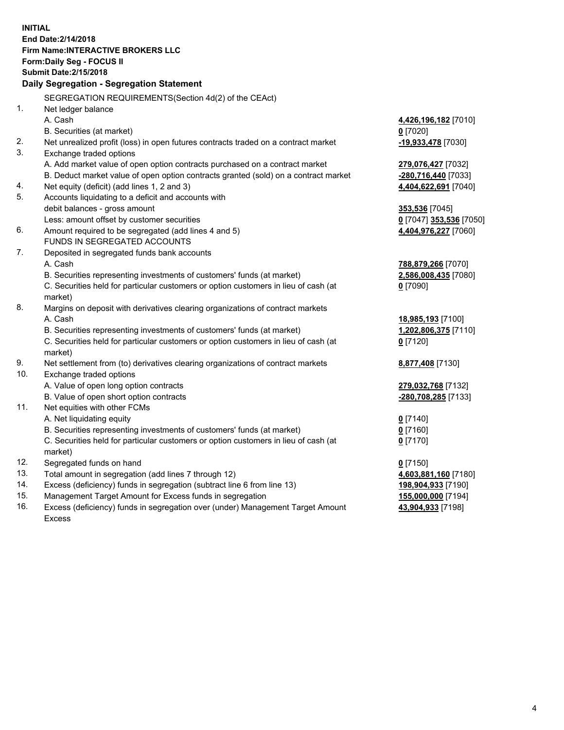**INITIAL**
**End Date:2/14/2018**
**Firm Name:INTERACTIVE BROKERS LLC**
**Form:Daily Seg - FOCUS II**
**Submit Date:2/15/2018**

**Daily Segregation - Segregation Statement**

SEGREGATION REQUIREMENTS(Section 4d(2) of the CEAct)

| | | |
|---|---|---|
| 1. | Net ledger balance | |
| | A. Cash | **4,426,196,182** [7010] |
| | B. Securities (at market) | **0** [7020] |
| 2. | Net unrealized profit (loss) in open futures contracts traded on a contract market | **-19,933,478** [7030] |
| 3. | Exchange traded options | |
| | A. Add market value of open option contracts purchased on a contract market | **279,076,427** [7032] |
| | B. Deduct market value of open option contracts granted (sold) on a contract market | **-280,716,440** [7033] |
| 4. | Net equity (deficit) (add lines 1, 2 and 3) | **4,404,622,691** [7040] |
| 5. | Accounts liquidating to a deficit and accounts with debit balances - gross amount | **353,536** [7045] |
| | Less: amount offset by customer securities | **0** [7047] **353,536** [7050] |
| 6. | Amount required to be segregated (add lines 4 and 5) | **4,404,976,227** [7060] |
| | FUNDS IN SEGREGATED ACCOUNTS | |
| 7. | Deposited in segregated funds bank accounts | |
| | A. Cash | **788,879,266** [7070] |
| | B. Securities representing investments of customers' funds (at market) | **2,586,008,435** [7080] |
| | C. Securities held for particular customers or option customers in lieu of cash (at market) | **0** [7090] |
| 8. | Margins on deposit with derivatives clearing organizations of contract markets | |
| | A. Cash | **18,985,193** [7100] |
| | B. Securities representing investments of customers' funds (at market) | **1,202,806,375** [7110] |
| | C. Securities held for particular customers or option customers in lieu of cash (at market) | **0** [7120] |
| 9. | Net settlement from (to) derivatives clearing organizations of contract markets | **8,877,408** [7130] |
| 10. | Exchange traded options | |
| | A. Value of open long option contracts | **279,032,768** [7132] |
| | B. Value of open short option contracts | **-280,708,285** [7133] |
| 11. | Net equities with other FCMs | |
| | A. Net liquidating equity | **0** [7140] |
| | B. Securities representing investments of customers' funds (at market) | **0** [7160] |
| | C. Securities held for particular customers or option customers in lieu of cash (at market) | **0** [7170] |
| 12. | Segregated funds on hand | **0** [7150] |
| 13. | Total amount in segregation (add lines 7 through 12) | **4,603,881,160** [7180] |
| 14. | Excess (deficiency) funds in segregation (subtract line 6 from line 13) | **198,904,933** [7190] |
| 15. | Management Target Amount for Excess funds in segregation | **155,000,000** [7194] |
| 16. | Excess (deficiency) funds in segregation over (under) Management Target Amount Excess | **43,904,933** [7198] |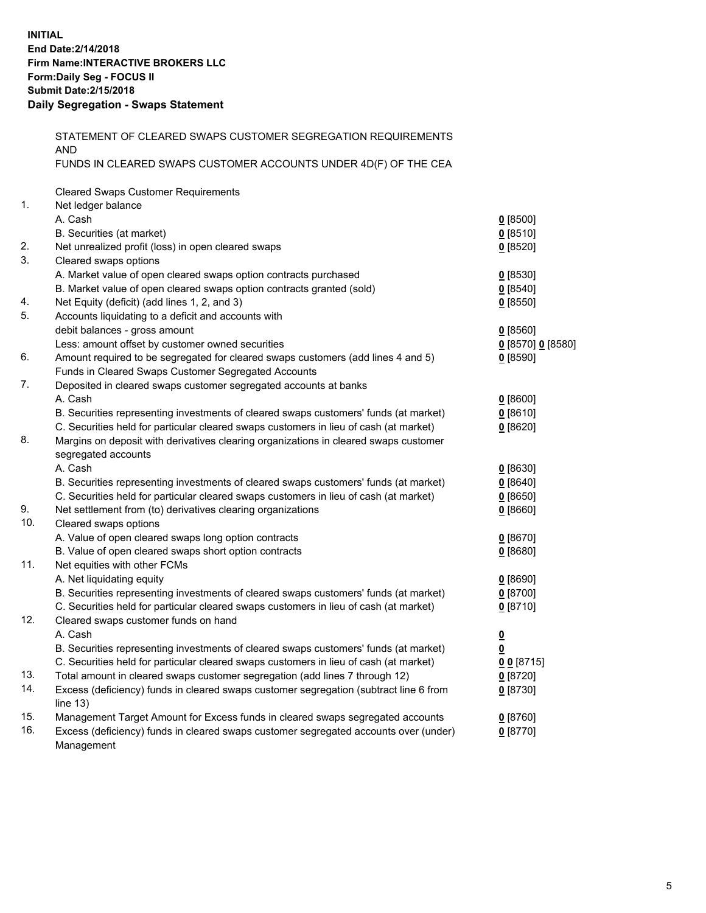**INITIAL**
**End Date:2/14/2018**
**Firm Name:INTERACTIVE BROKERS LLC**
**Form:Daily Seg - FOCUS II**
**Submit Date:2/15/2018**
**Daily Segregation - Swaps Statement**

STATEMENT OF CLEARED SWAPS CUSTOMER SEGREGATION REQUIREMENTS AND FUNDS IN CLEARED SWAPS CUSTOMER ACCOUNTS UNDER 4D(F) OF THE CEA

| | | |
|---|---|---|
| | Cleared Swaps Customer Requirements | |
| 1. | Net ledger balance | |
| | A. Cash | 0 [8500] |
| | B. Securities (at market) | 0 [8510] |
| 2. | Net unrealized profit (loss) in open cleared swaps | 0 [8520] |
| 3. | Cleared swaps options | |
| | A. Market value of open cleared swaps option contracts purchased | 0 [8530] |
| | B. Market value of open cleared swaps option contracts granted (sold) | 0 [8540] |
| 4. | Net Equity (deficit) (add lines 1, 2, and 3) | 0 [8550] |
| 5. | Accounts liquidating to a deficit and accounts with debit balances - gross amount | 0 [8560] |
| | Less: amount offset by customer owned securities | 0 [8570] 0 [8580] |
| 6. | Amount required to be segregated for cleared swaps customers (add lines 4 and 5) | 0 [8590] |
| | Funds in Cleared Swaps Customer Segregated Accounts | |
| 7. | Deposited in cleared swaps customer segregated accounts at banks | |
| | A. Cash | 0 [8600] |
| | B. Securities representing investments of cleared swaps customers' funds (at market) | 0 [8610] |
| | C. Securities held for particular cleared swaps customers in lieu of cash (at market) | 0 [8620] |
| 8. | Margins on deposit with derivatives clearing organizations in cleared swaps customer segregated accounts | |
| | A. Cash | 0 [8630] |
| | B. Securities representing investments of cleared swaps customers' funds (at market) | 0 [8640] |
| | C. Securities held for particular cleared swaps customers in lieu of cash (at market) | 0 [8650] |
| 9. | Net settlement from (to) derivatives clearing organizations | 0 [8660] |
| 10. | Cleared swaps options | |
| | A. Value of open cleared swaps long option contracts | 0 [8670] |
| | B. Value of open cleared swaps short option contracts | 0 [8680] |
| 11. | Net equities with other FCMs | |
| | A. Net liquidating equity | 0 [8690] |
| | B. Securities representing investments of cleared swaps customers' funds (at market) | 0 [8700] |
| | C. Securities held for particular cleared swaps customers in lieu of cash (at market) | 0 [8710] |
| 12. | Cleared swaps customer funds on hand | |
| | A. Cash | 0 |
| | B. Securities representing investments of cleared swaps customers' funds (at market) | 0 |
| | C. Securities held for particular cleared swaps customers in lieu of cash (at market) | 0 0 [8715] |
| 13. | Total amount in cleared swaps customer segregation (add lines 7 through 12) | 0 [8720] |
| 14. | Excess (deficiency) funds in cleared swaps customer segregation (subtract line 6 from line 13) | 0 [8730] |
| 15. | Management Target Amount for Excess funds in cleared swaps segregated accounts | 0 [8760] |
| 16. | Excess (deficiency) funds in cleared swaps customer segregated accounts over (under) Management | 0 [8770] |